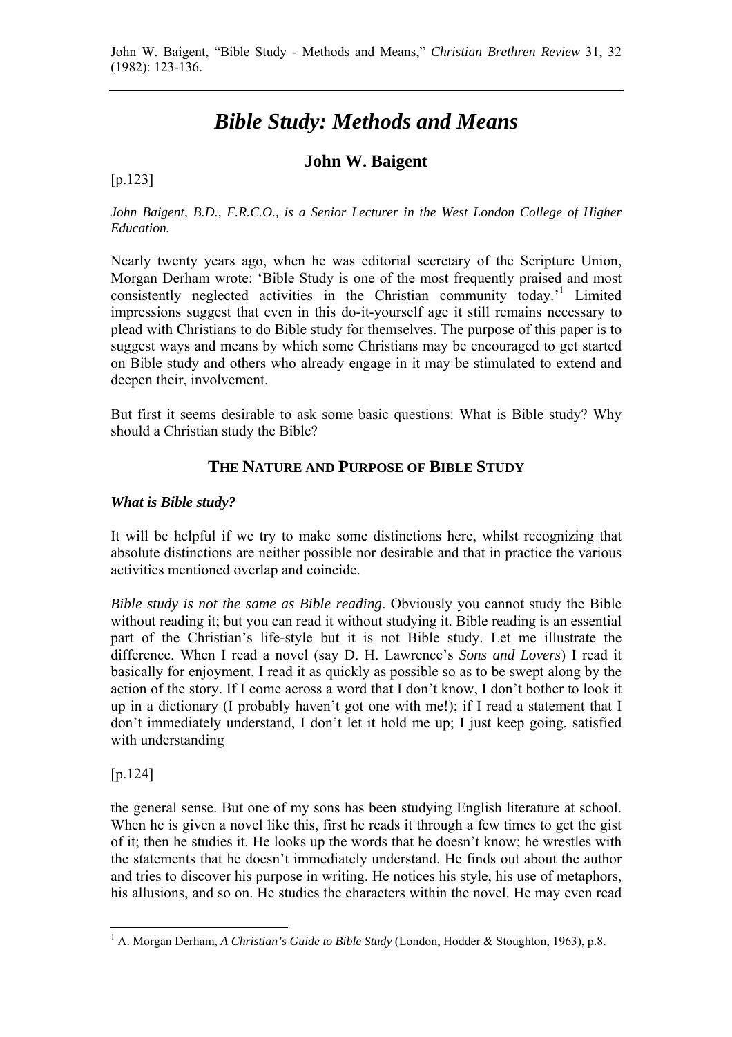John W. Baigent, "Bible Study - Methods and Means," *Christian Brethren Review* 31, 32 (1982): 123-136.

---

# *Bible Study: Methods and Means*

## John W. Baigent

[p.123]

*John Baigent, B.D., F.R.C.O., is a Senior Lecturer in the West London College of Higher Education.*

Nearly twenty years ago, when he was editorial secretary of the Scripture Union, Morgan Derham wrote: 'Bible Study is one of the most frequently praised and most consistently neglected activities in the Christian community today.'[1] Limited impressions suggest that even in this do-it-yourself age it still remains necessary to plead with Christians to do Bible study for themselves. The purpose of this paper is to suggest ways and means by which some Christians may be encouraged to get started on Bible study and others who already engage in it may be stimulated to extend and deepen their, involvement.

But first it seems desirable to ask some basic questions: What is Bible study? Why should a Christian study the Bible?

## THE NATURE AND PURPOSE OF BIBLE STUDY

### *What is Bible study?*

It will be helpful if we try to make some distinctions here, whilst recognizing that absolute distinctions are neither possible nor desirable and that in practice the various activities mentioned overlap and coincide.

*Bible study is not the same as Bible reading*. Obviously you cannot study the Bible without reading it; but you can read it without studying it. Bible reading is an essential part of the Christian's life-style but it is not Bible study. Let me illustrate the difference. When I read a novel (say D. H. Lawrence's *Sons and Lovers*) I read it basically for enjoyment. I read it as quickly as possible so as to be swept along by the action of the story. If I come across a word that I don't know, I don't bother to look it up in a dictionary (I probably haven't got one with me!); if I read a statement that I don't immediately understand, I don't let it hold me up; I just keep going, satisfied with understanding

[p.124]

the general sense. But one of my sons has been studying English literature at school. When he is given a novel like this, first he reads it through a few times to get the gist of it; then he studies it. He looks up the words that he doesn't know; he wrestles with the statements that he doesn't immediately understand. He finds out about the author and tries to discover his purpose in writing. He notices his style, his use of metaphors, his allusions, and so on. He studies the characters within the novel. He may even read

---

[1] A. Morgan Derham, *A Christian's Guide to Bible Study* (London, Hodder & Stoughton, 1963), p.8.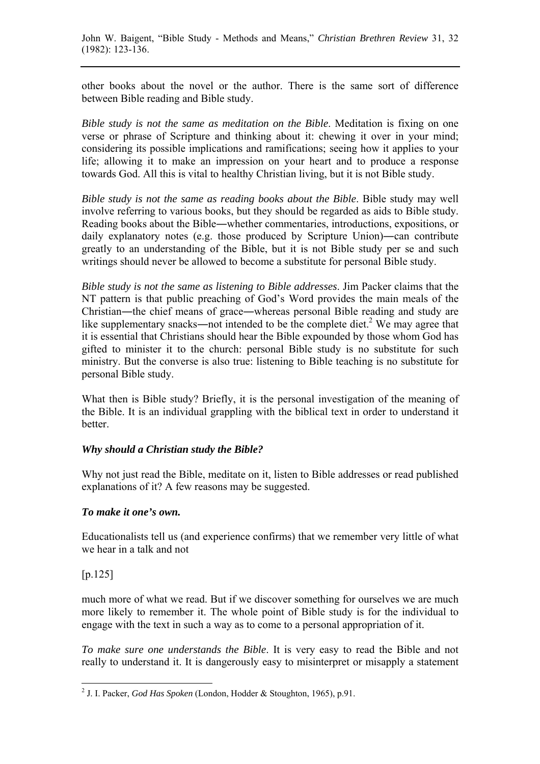other books about the novel or the author. There is the same sort of difference between Bible reading and Bible study.

*Bible study is not the same as meditation on the Bible*. Meditation is fixing on one verse or phrase of Scripture and thinking about it: chewing it over in your mind; considering its possible implications and ramifications; seeing how it applies to your life; allowing it to make an impression on your heart and to produce a response towards God. All this is vital to healthy Christian living, but it is not Bible study.

*Bible study is not the same as reading books about the Bible*. Bible study may well involve referring to various books, but they should be regarded as aids to Bible study. Reading books about the Bible―whether commentaries, introductions, expositions, or daily explanatory notes (e.g. those produced by Scripture Union)―can contribute greatly to an understanding of the Bible, but it is not Bible study per se and such writings should never be allowed to become a substitute for personal Bible study.

*Bible study is not the same as listening to Bible addresses*. Jim Packer claims that the NT pattern is that public preaching of God's Word provides the main meals of the Christian―the chief means of grace―whereas personal Bible reading and study are like supplementary snacks―not intended to be the complete diet.[2] We may agree that it is essential that Christians should hear the Bible expounded by those whom God has gifted to minister it to the church: personal Bible study is no substitute for such ministry. But the converse is also true: listening to Bible teaching is no substitute for personal Bible study.

What then is Bible study? Briefly, it is the personal investigation of the meaning of the Bible. It is an individual grappling with the biblical text in order to understand it better.

***Why should a Christian study the Bible?***

Why not just read the Bible, meditate on it, listen to Bible addresses or read published explanations of it? A few reasons may be suggested.

***To make it one's own.***

Educationalists tell us (and experience confirms) that we remember very little of what we hear in a talk and not

[p.125]

much more of what we read. But if we discover something for ourselves we are much more likely to remember it. The whole point of Bible study is for the individual to engage with the text in such a way as to come to a personal appropriation of it.

*To make sure one understands the Bible*. It is very easy to read the Bible and not really to understand it. It is dangerously easy to misinterpret or misapply a statement

---

[2] J. I. Packer, *God Has Spoken* (London, Hodder & Stoughton, 1965), p.91.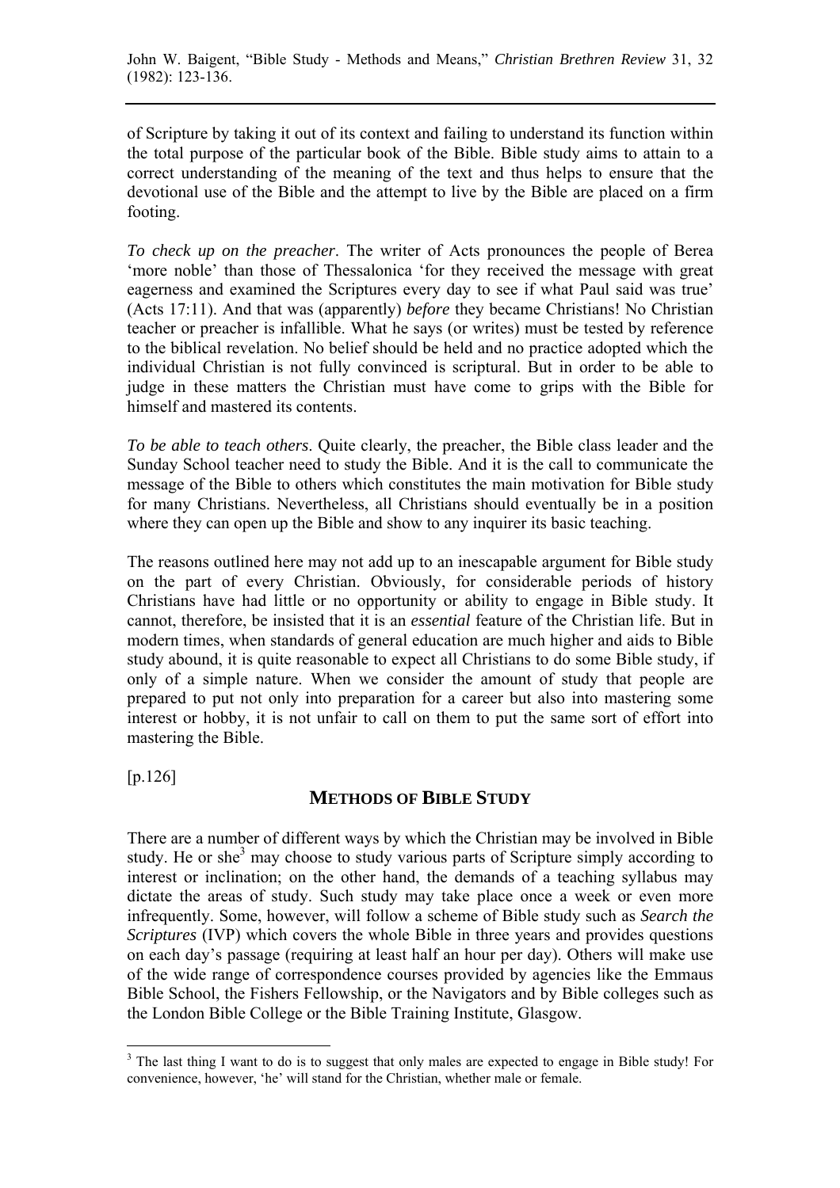of Scripture by taking it out of its context and failing to understand its function within the total purpose of the particular book of the Bible. Bible study aims to attain to a correct understanding of the meaning of the text and thus helps to ensure that the devotional use of the Bible and the attempt to live by the Bible are placed on a firm footing.

*To check up on the preacher*. The writer of Acts pronounces the people of Berea 'more noble' than those of Thessalonica 'for they received the message with great eagerness and examined the Scriptures every day to see if what Paul said was true' (Acts 17:11). And that was (apparently) *before* they became Christians! No Christian teacher or preacher is infallible. What he says (or writes) must be tested by reference to the biblical revelation. No belief should be held and no practice adopted which the individual Christian is not fully convinced is scriptural. But in order to be able to judge in these matters the Christian must have come to grips with the Bible for himself and mastered its contents.

*To be able to teach others*. Quite clearly, the preacher, the Bible class leader and the Sunday School teacher need to study the Bible. And it is the call to communicate the message of the Bible to others which constitutes the main motivation for Bible study for many Christians. Nevertheless, all Christians should eventually be in a position where they can open up the Bible and show to any inquirer its basic teaching.

The reasons outlined here may not add up to an inescapable argument for Bible study on the part of every Christian. Obviously, for considerable periods of history Christians have had little or no opportunity or ability to engage in Bible study. It cannot, therefore, be insisted that it is an *essential* feature of the Christian life. But in modern times, when standards of general education are much higher and aids to Bible study abound, it is quite reasonable to expect all Christians to do some Bible study, if only of a simple nature. When we consider the amount of study that people are prepared to put not only into preparation for a career but also into mastering some interest or hobby, it is not unfair to call on them to put the same sort of effort into mastering the Bible.

[p.126]

## METHODS OF BIBLE STUDY

There are a number of different ways by which the Christian may be involved in Bible study. He or she[3] may choose to study various parts of Scripture simply according to interest or inclination; on the other hand, the demands of a teaching syllabus may dictate the areas of study. Such study may take place once a week or even more infrequently. Some, however, will follow a scheme of Bible study such as *Search the Scriptures* (IVP) which covers the whole Bible in three years and provides questions on each day's passage (requiring at least half an hour per day). Others will make use of the wide range of correspondence courses provided by agencies like the Emmaus Bible School, the Fishers Fellowship, or the Navigators and by Bible colleges such as the London Bible College or the Bible Training Institute, Glasgow.

[3] The last thing I want to do is to suggest that only males are expected to engage in Bible study! For convenience, however, 'he' will stand for the Christian, whether male or female.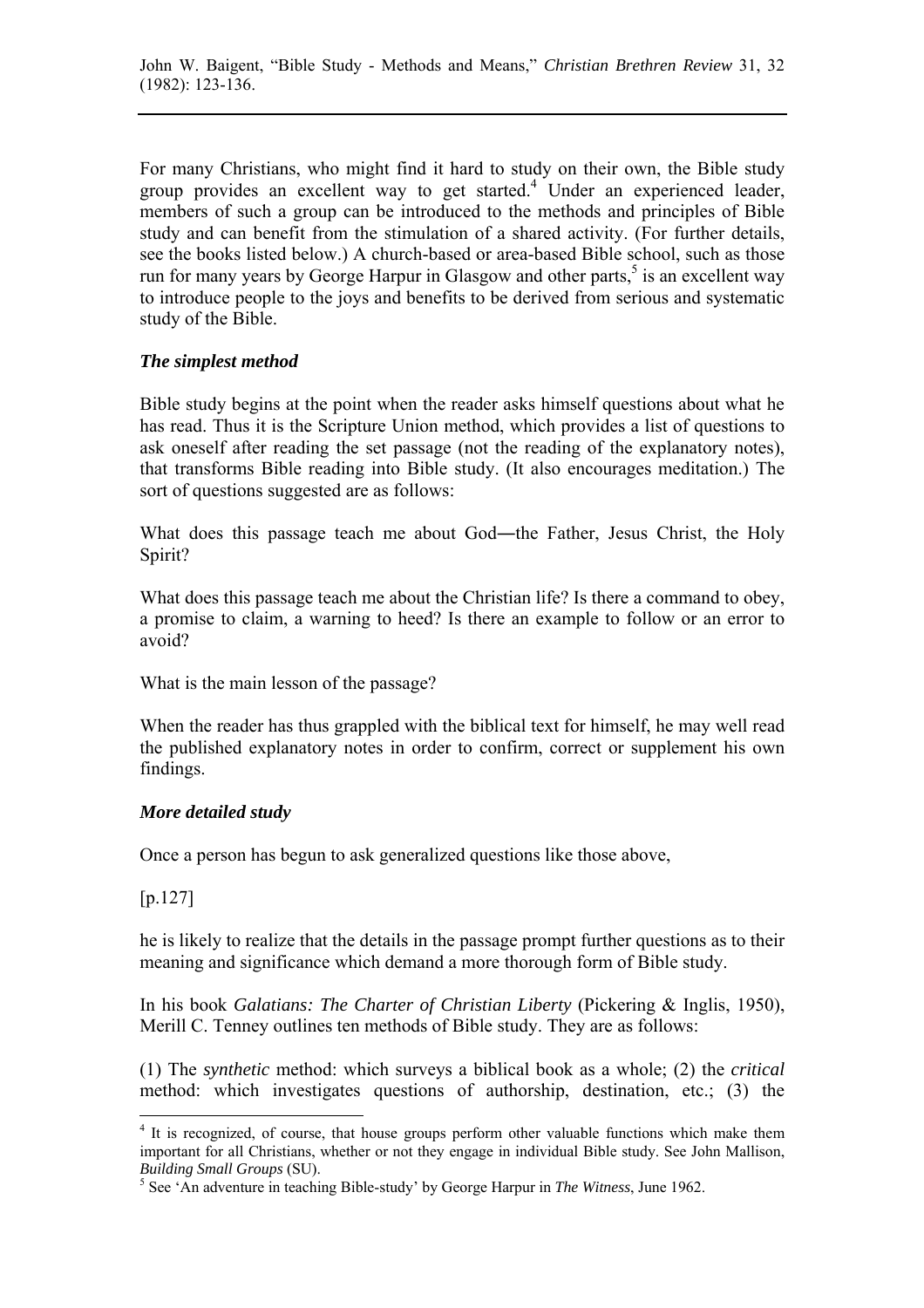For many Christians, who might find it hard to study on their own, the Bible study group provides an excellent way to get started.[4] Under an experienced leader, members of such a group can be introduced to the methods and principles of Bible study and can benefit from the stimulation of a shared activity. (For further details, see the books listed below.) A church-based or area-based Bible school, such as those run for many years by George Harpur in Glasgow and other parts,[5] is an excellent way to introduce people to the joys and benefits to be derived from serious and systematic study of the Bible.

### *The simplest method*

Bible study begins at the point when the reader asks himself questions about what he has read. Thus it is the Scripture Union method, which provides a list of questions to ask oneself after reading the set passage (not the reading of the explanatory notes), that transforms Bible reading into Bible study. (It also encourages meditation.) The sort of questions suggested are as follows:

What does this passage teach me about God―the Father, Jesus Christ, the Holy Spirit?

What does this passage teach me about the Christian life? Is there a command to obey, a promise to claim, a warning to heed? Is there an example to follow or an error to avoid?

What is the main lesson of the passage?

When the reader has thus grappled with the biblical text for himself, he may well read the published explanatory notes in order to confirm, correct or supplement his own findings.

### *More detailed study*

Once a person has begun to ask generalized questions like those above,

[p.127]

he is likely to realize that the details in the passage prompt further questions as to their meaning and significance which demand a more thorough form of Bible study.

In his book *Galatians: The Charter of Christian Liberty* (Pickering & Inglis, 1950), Merill C. Tenney outlines ten methods of Bible study. They are as follows:

(1) The *synthetic* method: which surveys a biblical book as a whole; (2) the *critical* method: which investigates questions of authorship, destination, etc.; (3) the

---

[4] It is recognized, of course, that house groups perform other valuable functions which make them important for all Christians, whether or not they engage in individual Bible study. See John Mallison, *Building Small Groups* (SU).

[5] See 'An adventure in teaching Bible-study' by George Harpur in *The Witness*, June 1962.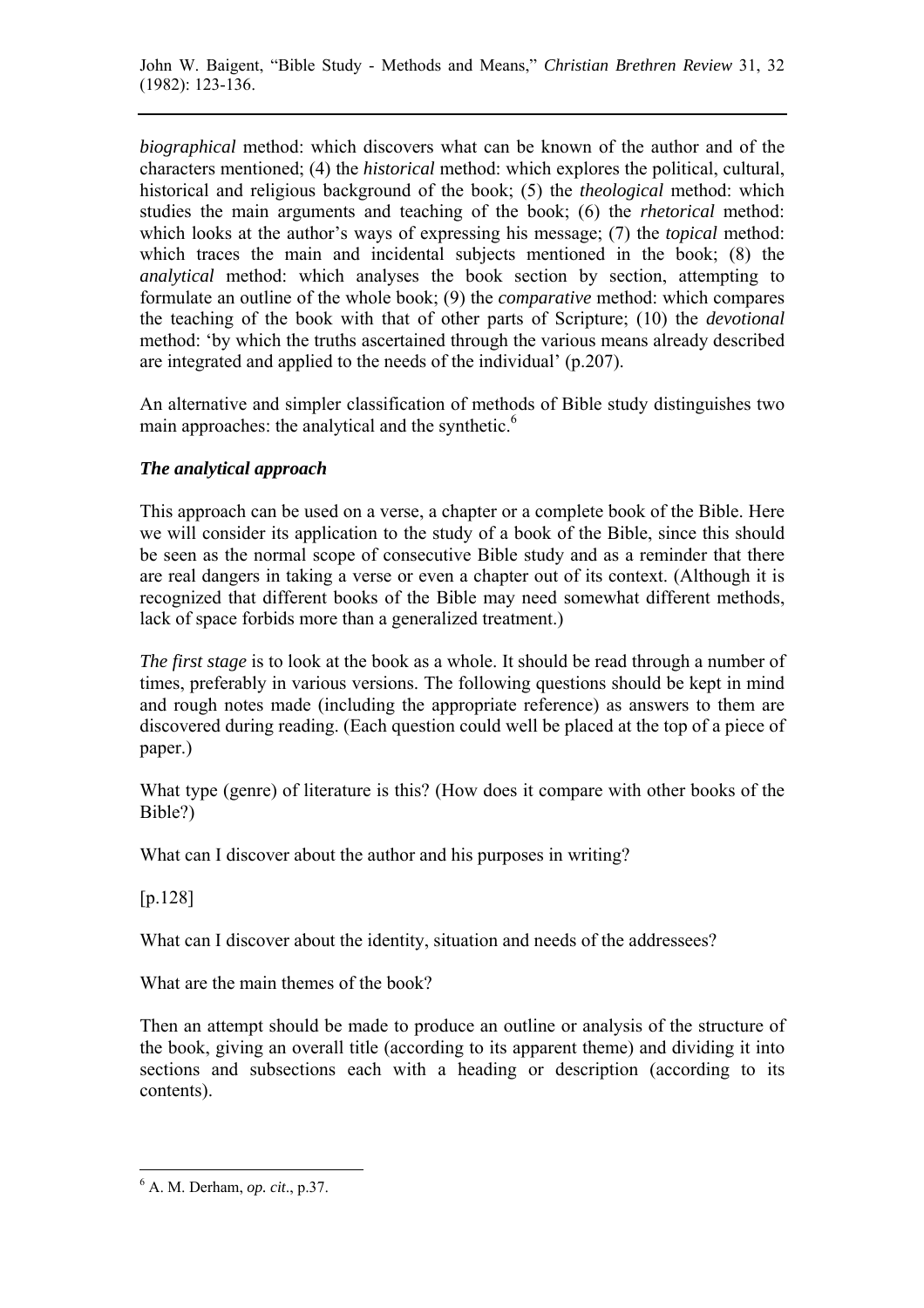*biographical* method: which discovers what can be known of the author and of the characters mentioned; (4) the *historical* method: which explores the political, cultural, historical and religious background of the book; (5) the *theological* method: which studies the main arguments and teaching of the book; (6) the *rhetorical* method: which looks at the author's ways of expressing his message; (7) the *topical* method: which traces the main and incidental subjects mentioned in the book; (8) the *analytical* method: which analyses the book section by section, attempting to formulate an outline of the whole book; (9) the *comparative* method: which compares the teaching of the book with that of other parts of Scripture; (10) the *devotional* method: 'by which the truths ascertained through the various means already described are integrated and applied to the needs of the individual' (p.207).

An alternative and simpler classification of methods of Bible study distinguishes two main approaches: the analytical and the synthetic.[6]

### *The analytical approach*

This approach can be used on a verse, a chapter or a complete book of the Bible. Here we will consider its application to the study of a book of the Bible, since this should be seen as the normal scope of consecutive Bible study and as a reminder that there are real dangers in taking a verse or even a chapter out of its context. (Although it is recognized that different books of the Bible may need somewhat different methods, lack of space forbids more than a generalized treatment.)

*The first stage* is to look at the book as a whole. It should be read through a number of times, preferably in various versions. The following questions should be kept in mind and rough notes made (including the appropriate reference) as answers to them are discovered during reading. (Each question could well be placed at the top of a piece of paper.)

What type (genre) of literature is this? (How does it compare with other books of the Bible?)

What can I discover about the author and his purposes in writing?

[p.128]

What can I discover about the identity, situation and needs of the addressees?

What are the main themes of the book?

Then an attempt should be made to produce an outline or analysis of the structure of the book, giving an overall title (according to its apparent theme) and dividing it into sections and subsections each with a heading or description (according to its contents).

---

[6] A. M. Derham, *op. cit*., p.37.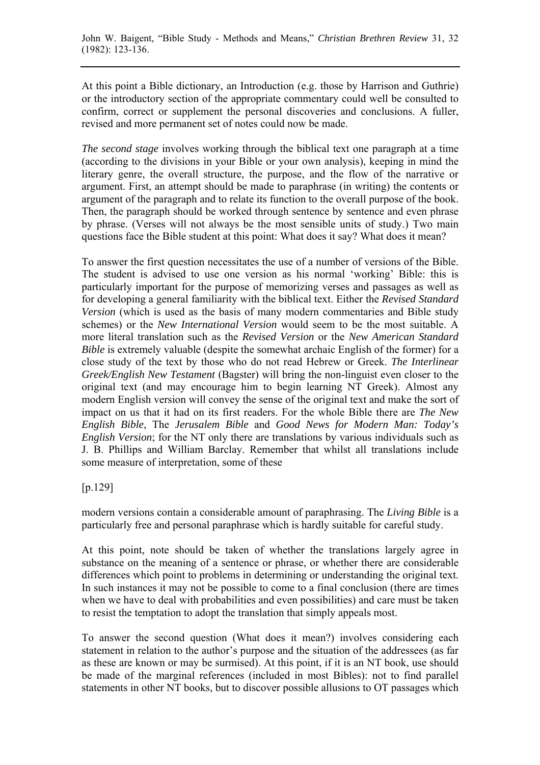At this point a Bible dictionary, an Introduction (e.g. those by Harrison and Guthrie) or the introductory section of the appropriate commentary could well be consulted to confirm, correct or supplement the personal discoveries and conclusions. A fuller, revised and more permanent set of notes could now be made.

*The second stage* involves working through the biblical text one paragraph at a time (according to the divisions in your Bible or your own analysis), keeping in mind the literary genre, the overall structure, the purpose, and the flow of the narrative or argument. First, an attempt should be made to paraphrase (in writing) the contents or argument of the paragraph and to relate its function to the overall purpose of the book. Then, the paragraph should be worked through sentence by sentence and even phrase by phrase. (Verses will not always be the most sensible units of study.) Two main questions face the Bible student at this point: What does it say? What does it mean?

To answer the first question necessitates the use of a number of versions of the Bible. The student is advised to use one version as his normal 'working' Bible: this is particularly important for the purpose of memorizing verses and passages as well as for developing a general familiarity with the biblical text. Either the *Revised Standard Version* (which is used as the basis of many modern commentaries and Bible study schemes) or the *New International Version* would seem to be the most suitable. A more literal translation such as the *Revised Version* or the *New American Standard Bible* is extremely valuable (despite the somewhat archaic English of the former) for a close study of the text by those who do not read Hebrew or Greek. *The Interlinear Greek/English New Testament* (Bagster) will bring the non-linguist even closer to the original text (and may encourage him to begin learning NT Greek). Almost any modern English version will convey the sense of the original text and make the sort of impact on us that it had on its first readers. For the whole Bible there are *The New English Bible*, The *Jerusalem Bible* and *Good News for Modern Man: Today's English Version*; for the NT only there are translations by various individuals such as J. B. Phillips and William Barclay. Remember that whilst all translations include some measure of interpretation, some of these

[p.129]

modern versions contain a considerable amount of paraphrasing. The *Living Bible* is a particularly free and personal paraphrase which is hardly suitable for careful study.

At this point, note should be taken of whether the translations largely agree in substance on the meaning of a sentence or phrase, or whether there are considerable differences which point to problems in determining or understanding the original text. In such instances it may not be possible to come to a final conclusion (there are times when we have to deal with probabilities and even possibilities) and care must be taken to resist the temptation to adopt the translation that simply appeals most.

To answer the second question (What does it mean?) involves considering each statement in relation to the author's purpose and the situation of the addressees (as far as these are known or may be surmised). At this point, if it is an NT book, use should be made of the marginal references (included in most Bibles): not to find parallel statements in other NT books, but to discover possible allusions to OT passages which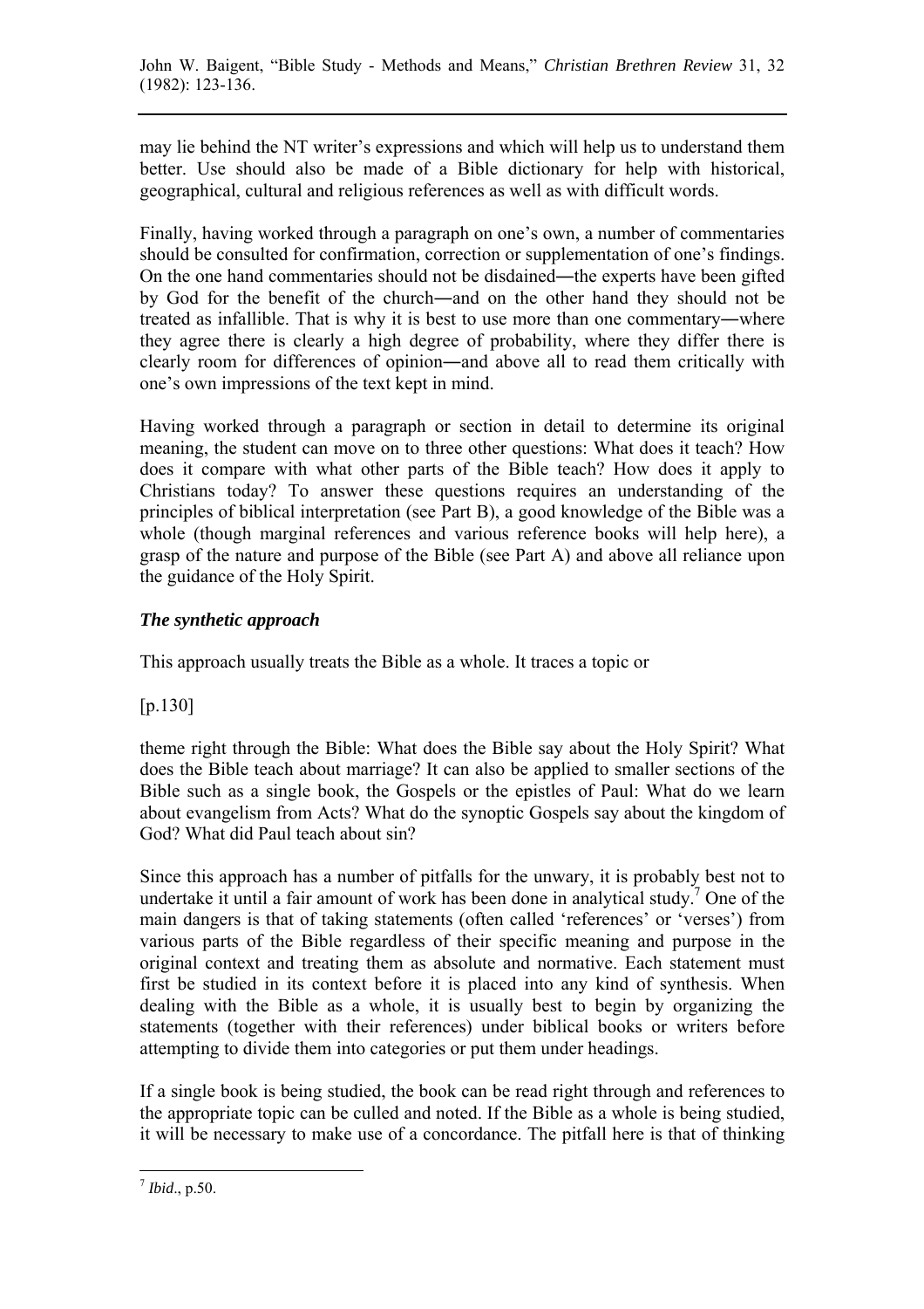may lie behind the NT writer's expressions and which will help us to understand them better. Use should also be made of a Bible dictionary for help with historical, geographical, cultural and religious references as well as with difficult words.

Finally, having worked through a paragraph on one's own, a number of commentaries should be consulted for confirmation, correction or supplementation of one's findings. On the one hand commentaries should not be disdained―the experts have been gifted by God for the benefit of the church―and on the other hand they should not be treated as infallible. That is why it is best to use more than one commentary―where they agree there is clearly a high degree of probability, where they differ there is clearly room for differences of opinion―and above all to read them critically with one's own impressions of the text kept in mind.

Having worked through a paragraph or section in detail to determine its original meaning, the student can move on to three other questions: What does it teach? How does it compare with what other parts of the Bible teach? How does it apply to Christians today? To answer these questions requires an understanding of the principles of biblical interpretation (see Part B), a good knowledge of the Bible was a whole (though marginal references and various reference books will help here), a grasp of the nature and purpose of the Bible (see Part A) and above all reliance upon the guidance of the Holy Spirit.

### *The synthetic approach*

This approach usually treats the Bible as a whole. It traces a topic or

[p.130]

theme right through the Bible: What does the Bible say about the Holy Spirit? What does the Bible teach about marriage? It can also be applied to smaller sections of the Bible such as a single book, the Gospels or the epistles of Paul: What do we learn about evangelism from Acts? What do the synoptic Gospels say about the kingdom of God? What did Paul teach about sin?

Since this approach has a number of pitfalls for the unwary, it is probably best not to undertake it until a fair amount of work has been done in analytical study.[7] One of the main dangers is that of taking statements (often called 'references' or 'verses') from various parts of the Bible regardless of their specific meaning and purpose in the original context and treating them as absolute and normative. Each statement must first be studied in its context before it is placed into any kind of synthesis. When dealing with the Bible as a whole, it is usually best to begin by organizing the statements (together with their references) under biblical books or writers before attempting to divide them into categories or put them under headings.

If a single book is being studied, the book can be read right through and references to the appropriate topic can be culled and noted. If the Bible as a whole is being studied, it will be necessary to make use of a concordance. The pitfall here is that of thinking

[7] *Ibid*., p.50.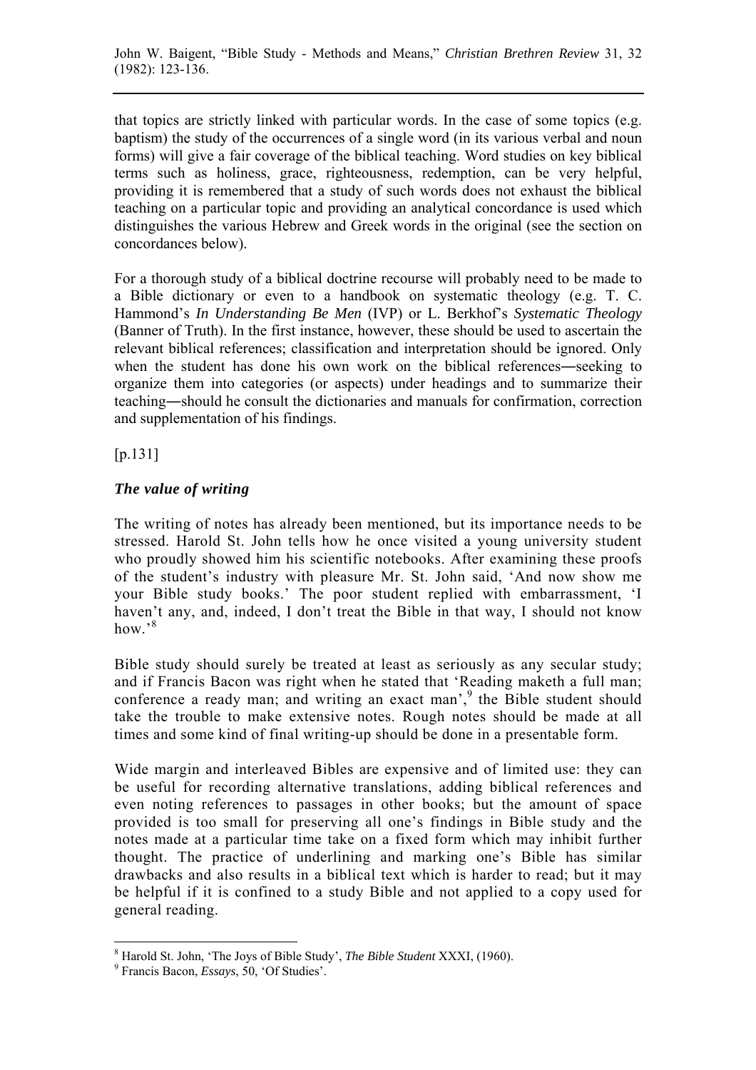that topics are strictly linked with particular words. In the case of some topics (e.g. baptism) the study of the occurrences of a single word (in its various verbal and noun forms) will give a fair coverage of the biblical teaching. Word studies on key biblical terms such as holiness, grace, righteousness, redemption, can be very helpful, providing it is remembered that a study of such words does not exhaust the biblical teaching on a particular topic and providing an analytical concordance is used which distinguishes the various Hebrew and Greek words in the original (see the section on concordances below).

For a thorough study of a biblical doctrine recourse will probably need to be made to a Bible dictionary or even to a handbook on systematic theology (e.g. T. C. Hammond's *In Understanding Be Men* (IVP) or L. Berkhof's *Systematic Theology* (Banner of Truth). In the first instance, however, these should be used to ascertain the relevant biblical references; classification and interpretation should be ignored. Only when the student has done his own work on the biblical references―seeking to organize them into categories (or aspects) under headings and to summarize their teaching―should he consult the dictionaries and manuals for confirmation, correction and supplementation of his findings.

[p.131]

### *The value of writing*

The writing of notes has already been mentioned, but its importance needs to be stressed. Harold St. John tells how he once visited a young university student who proudly showed him his scientific notebooks. After examining these proofs of the student's industry with pleasure Mr. St. John said, 'And now show me your Bible study books.' The poor student replied with embarrassment, 'I haven't any, and, indeed, I don't treat the Bible in that way, I should not know how.'[8]

Bible study should surely be treated at least as seriously as any secular study; and if Francis Bacon was right when he stated that 'Reading maketh a full man; conference a ready man; and writing an exact man',[9] the Bible student should take the trouble to make extensive notes. Rough notes should be made at all times and some kind of final writing-up should be done in a presentable form.

Wide margin and interleaved Bibles are expensive and of limited use: they can be useful for recording alternative translations, adding biblical references and even noting references to passages in other books; but the amount of space provided is too small for preserving all one's findings in Bible study and the notes made at a particular time take on a fixed form which may inhibit further thought. The practice of underlining and marking one's Bible has similar drawbacks and also results in a biblical text which is harder to read; but it may be helpful if it is confined to a study Bible and not applied to a copy used for general reading.

---

[8] Harold St. John, 'The Joys of Bible Study', *The Bible Student* XXXI, (1960).

[9] Francis Bacon, *Essays*, 50, 'Of Studies'.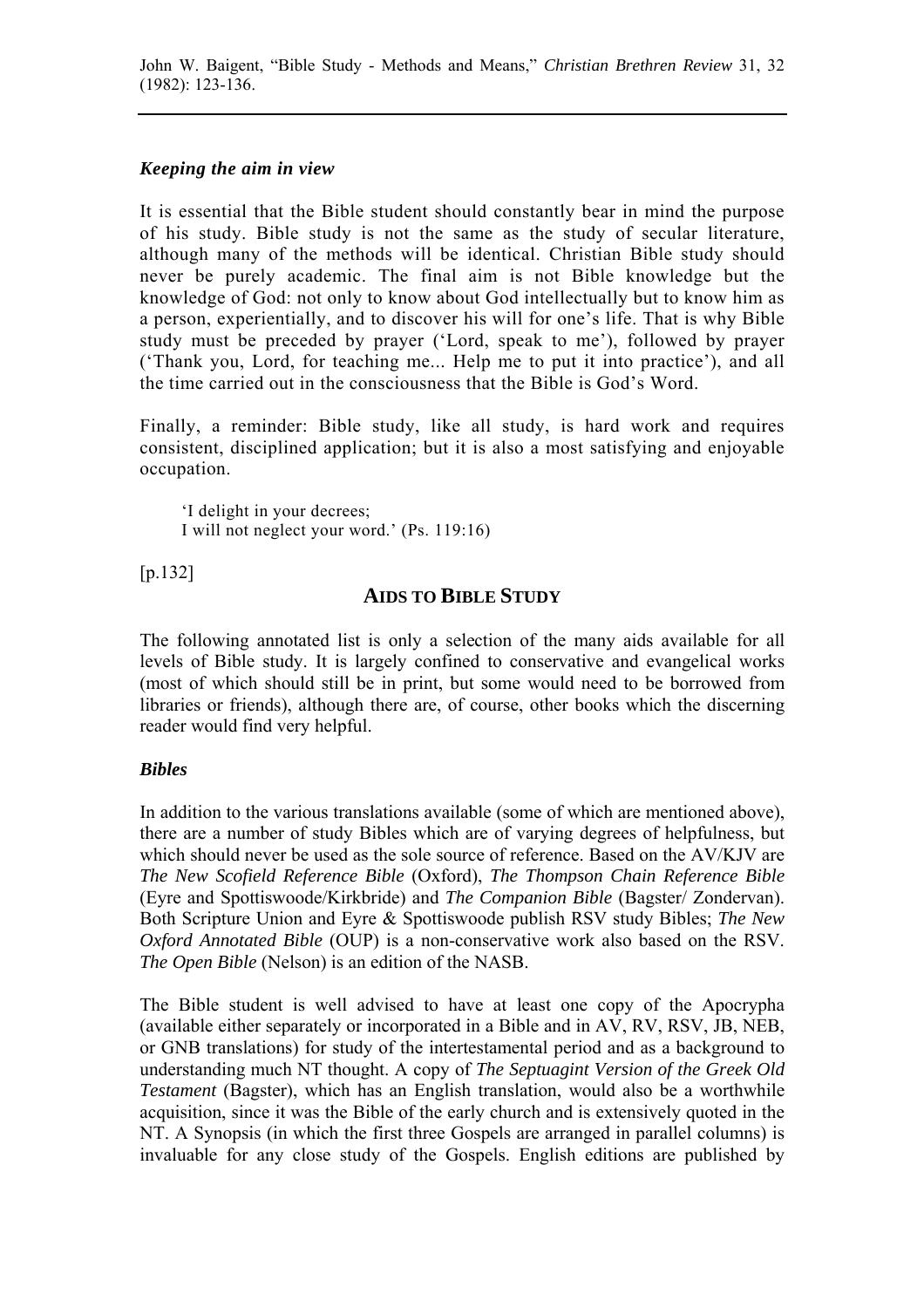### *Keeping the aim in view*

It is essential that the Bible student should constantly bear in mind the purpose of his study. Bible study is not the same as the study of secular literature, although many of the methods will be identical. Christian Bible study should never be purely academic. The final aim is not Bible knowledge but the knowledge of God: not only to know about God intellectually but to know him as a person, experientially, and to discover his will for one's life. That is why Bible study must be preceded by prayer ('Lord, speak to me'), followed by prayer ('Thank you, Lord, for teaching me... Help me to put it into practice'), and all the time carried out in the consciousness that the Bible is God's Word.

Finally, a reminder: Bible study, like all study, is hard work and requires consistent, disciplined application; but it is also a most satisfying and enjoyable occupation.

> 'I delight in your decrees;
> I will not neglect your word.' (Ps. 119:16)

[p.132]

## AIDS TO BIBLE STUDY

The following annotated list is only a selection of the many aids available for all levels of Bible study. It is largely confined to conservative and evangelical works (most of which should still be in print, but some would need to be borrowed from libraries or friends), although there are, of course, other books which the discerning reader would find very helpful.

### *Bibles*

In addition to the various translations available (some of which are mentioned above), there are a number of study Bibles which are of varying degrees of helpfulness, but which should never be used as the sole source of reference. Based on the AV/KJV are *The New Scofield Reference Bible* (Oxford), *The Thompson Chain Reference Bible* (Eyre and Spottiswoode/Kirkbride) and *The Companion Bible* (Bagster/ Zondervan). Both Scripture Union and Eyre & Spottiswoode publish RSV study Bibles; *The New Oxford Annotated Bible* (OUP) is a non-conservative work also based on the RSV. *The Open Bible* (Nelson) is an edition of the NASB.

The Bible student is well advised to have at least one copy of the Apocrypha (available either separately or incorporated in a Bible and in AV, RV, RSV, JB, NEB, or GNB translations) for study of the intertestamental period and as a background to understanding much NT thought. A copy of *The Septuagint Version of the Greek Old Testament* (Bagster), which has an English translation, would also be a worthwhile acquisition, since it was the Bible of the early church and is extensively quoted in the NT. A Synopsis (in which the first three Gospels are arranged in parallel columns) is invaluable for any close study of the Gospels. English editions are published by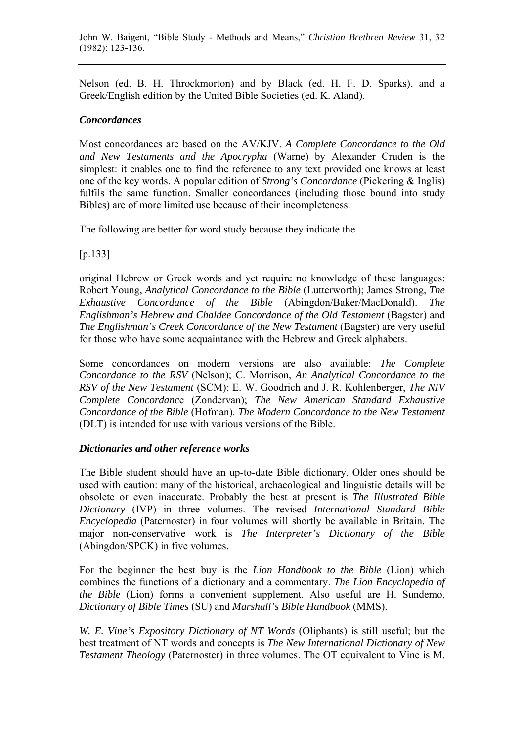Nelson (ed. B. H. Throckmorton) and by Black (ed. H. F. D. Sparks), and a Greek/English edition by the United Bible Societies (ed. K. Aland).

### *Concordances*

Most concordances are based on the AV/KJV. *A Complete Concordance to the Old and New Testaments and the Apocrypha* (Warne) by Alexander Cruden is the simplest: it enables one to find the reference to any text provided one knows at least one of the key words. A popular edition of *Strong's Concordance* (Pickering & Inglis) fulfils the same function. Smaller concordances (including those bound into study Bibles) are of more limited use because of their incompleteness.

The following are better for word study because they indicate the

[p.133]

original Hebrew or Greek words and yet require no knowledge of these languages: Robert Young, *Analytical Concordance to the Bible* (Lutterworth); James Strong, *The Exhaustive Concordance of the Bible* (Abingdon/Baker/MacDonald). *The Englishman's Hebrew and Chaldee Concordance of the Old Testament* (Bagster) and *The Englishman's Creek Concordance of the New Testament* (Bagster) are very useful for those who have some acquaintance with the Hebrew and Greek alphabets.

Some concordances on modern versions are also available: *The Complete Concordance to the RSV* (Nelson); C. Morrison, *An Analytical Concordance to the RSV of the New Testament* (SCM); E. W. Goodrich and J. R. Kohlenberger, *The NIV Complete Concordance* (Zondervan); *The New American Standard Exhaustive Concordance of the Bible* (Hofman). *The Modern Concordance to the New Testament* (DLT) is intended for use with various versions of the Bible.

### *Dictionaries and other reference works*

The Bible student should have an up-to-date Bible dictionary. Older ones should be used with caution: many of the historical, archaeological and linguistic details will be obsolete or even inaccurate. Probably the best at present is *The Illustrated Bible Dictionary* (IVP) in three volumes. The revised *International Standard Bible Encyclopedia* (Paternoster) in four volumes will shortly be available in Britain. The major non-conservative work is *The Interpreter's Dictionary of the Bible* (Abingdon/SPCK) in five volumes.

For the beginner the best buy is the *Lion Handbook to the Bible* (Lion) which combines the functions of a dictionary and a commentary. *The Lion Encyclopedia of the Bible* (Lion) forms a convenient supplement. Also useful are H. Sundemo, *Dictionary of Bible Times* (SU) and *Marshall's Bible Handbook* (MMS).

*W. E. Vine's Expository Dictionary of NT Words* (Oliphants) is still useful; but the best treatment of NT words and concepts is *The New International Dictionary of New Testament Theology* (Paternoster) in three volumes. The OT equivalent to Vine is M.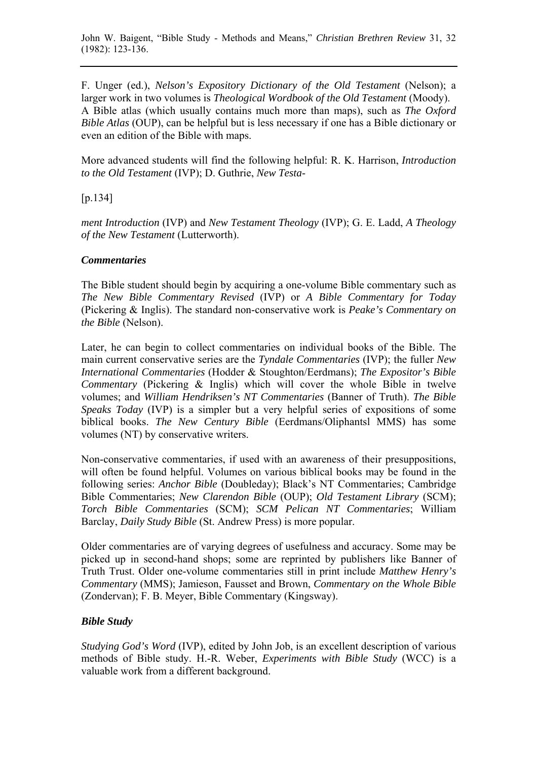F. Unger (ed.), *Nelson's Expository Dictionary of the Old Testament* (Nelson); a larger work in two volumes is *Theological Wordbook of the Old Testament* (Moody). A Bible atlas (which usually contains much more than maps), such as *The Oxford Bible Atlas* (OUP), can be helpful but is less necessary if one has a Bible dictionary or even an edition of the Bible with maps.

More advanced students will find the following helpful: R. K. Harrison, *Introduction to the Old Testament* (IVP); D. Guthrie, *New Testa-*

[p.134]

*ment Introduction* (IVP) and *New Testament Theology* (IVP); G. E. Ladd, *A Theology of the New Testament* (Lutterworth).

### *Commentaries*

The Bible student should begin by acquiring a one-volume Bible commentary such as *The New Bible Commentary Revised* (IVP) or *A Bible Commentary for Today* (Pickering & Inglis). The standard non-conservative work is *Peake's Commentary on the Bible* (Nelson).

Later, he can begin to collect commentaries on individual books of the Bible. The main current conservative series are the *Tyndale Commentaries* (IVP); the fuller *New International Commentaries* (Hodder & Stoughton/Eerdmans); *The Expositor's Bible Commentary* (Pickering & Inglis) which will cover the whole Bible in twelve volumes; and *William Hendriksen's NT Commentaries* (Banner of Truth). *The Bible Speaks Today* (IVP) is a simpler but a very helpful series of expositions of some biblical books. *The New Century Bible* (Eerdmans/Oliphantsl MMS) has some volumes (NT) by conservative writers.

Non-conservative commentaries, if used with an awareness of their presuppositions, will often be found helpful. Volumes on various biblical books may be found in the following series: *Anchor Bible* (Doubleday); Black's NT Commentaries; Cambridge Bible Commentaries; *New Clarendon Bible* (OUP); *Old Testament Library* (SCM); *Torch Bible Commentaries* (SCM); *SCM Pelican NT Commentaries*; William Barclay, *Daily Study Bible* (St. Andrew Press) is more popular.

Older commentaries are of varying degrees of usefulness and accuracy. Some may be picked up in second-hand shops; some are reprinted by publishers like Banner of Truth Trust. Older one-volume commentaries still in print include *Matthew Henry's Commentary* (MMS); Jamieson, Fausset and Brown, *Commentary on the Whole Bible* (Zondervan); F. B. Meyer, Bible Commentary (Kingsway).

### *Bible Study*

*Studying God's Word* (IVP), edited by John Job, is an excellent description of various methods of Bible study. H.-R. Weber, *Experiments with Bible Study* (WCC) is a valuable work from a different background.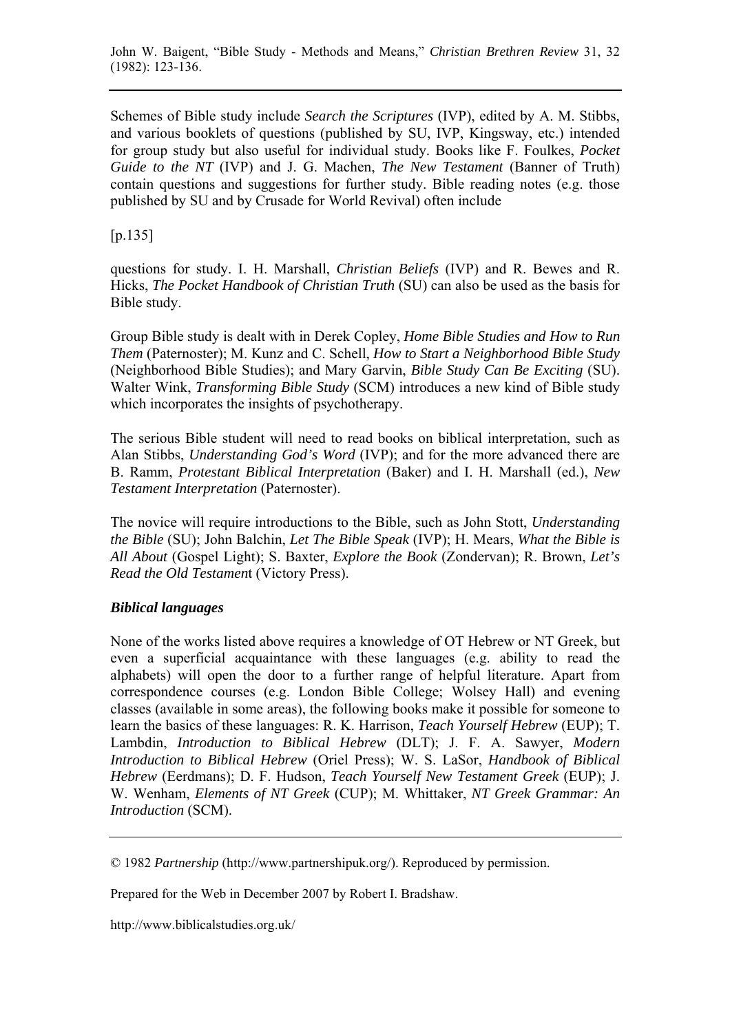Schemes of Bible study include *Search the Scriptures* (IVP), edited by A. M. Stibbs, and various booklets of questions (published by SU, IVP, Kingsway, etc.) intended for group study but also useful for individual study. Books like F. Foulkes, *Pocket Guide to the NT* (IVP) and J. G. Machen, *The New Testament* (Banner of Truth) contain questions and suggestions for further study. Bible reading notes (e.g. those published by SU and by Crusade for World Revival) often include

[p.135]

questions for study. I. H. Marshall, *Christian Beliefs* (IVP) and R. Bewes and R. Hicks, *The Pocket Handbook of Christian Truth* (SU) can also be used as the basis for Bible study.

Group Bible study is dealt with in Derek Copley, *Home Bible Studies and How to Run Them* (Paternoster); M. Kunz and C. Schell, *How to Start a Neighborhood Bible Study* (Neighborhood Bible Studies); and Mary Garvin, *Bible Study Can Be Exciting* (SU). Walter Wink, *Transforming Bible Study* (SCM) introduces a new kind of Bible study which incorporates the insights of psychotherapy.

The serious Bible student will need to read books on biblical interpretation, such as Alan Stibbs, *Understanding God's Word* (IVP); and for the more advanced there are B. Ramm, *Protestant Biblical Interpretation* (Baker) and I. H. Marshall (ed.), *New Testament Interpretation* (Paternoster).

The novice will require introductions to the Bible, such as John Stott, *Understanding the Bible* (SU); John Balchin, *Let The Bible Speak* (IVP); H. Mears, *What the Bible is All About* (Gospel Light); S. Baxter, *Explore the Book* (Zondervan); R. Brown, *Let's Read the Old Testament* (Victory Press).

### *Biblical languages*

None of the works listed above requires a knowledge of OT Hebrew or NT Greek, but even a superficial acquaintance with these languages (e.g. ability to read the alphabets) will open the door to a further range of helpful literature. Apart from correspondence courses (e.g. London Bible College; Wolsey Hall) and evening classes (available in some areas), the following books make it possible for someone to learn the basics of these languages: R. K. Harrison, *Teach Yourself Hebrew* (EUP); T. Lambdin, *Introduction to Biblical Hebrew* (DLT); J. F. A. Sawyer, *Modern Introduction to Biblical Hebrew* (Oriel Press); W. S. LaSor, *Handbook of Biblical Hebrew* (Eerdmans); D. F. Hudson, *Teach Yourself New Testament Greek* (EUP); J. W. Wenham, *Elements of NT Greek* (CUP); M. Whittaker, *NT Greek Grammar: An Introduction* (SCM).

---

© 1982 *Partnership* (http://www.partnershipuk.org/). Reproduced by permission.

Prepared for the Web in December 2007 by Robert I. Bradshaw.

http://www.biblicalstudies.org.uk/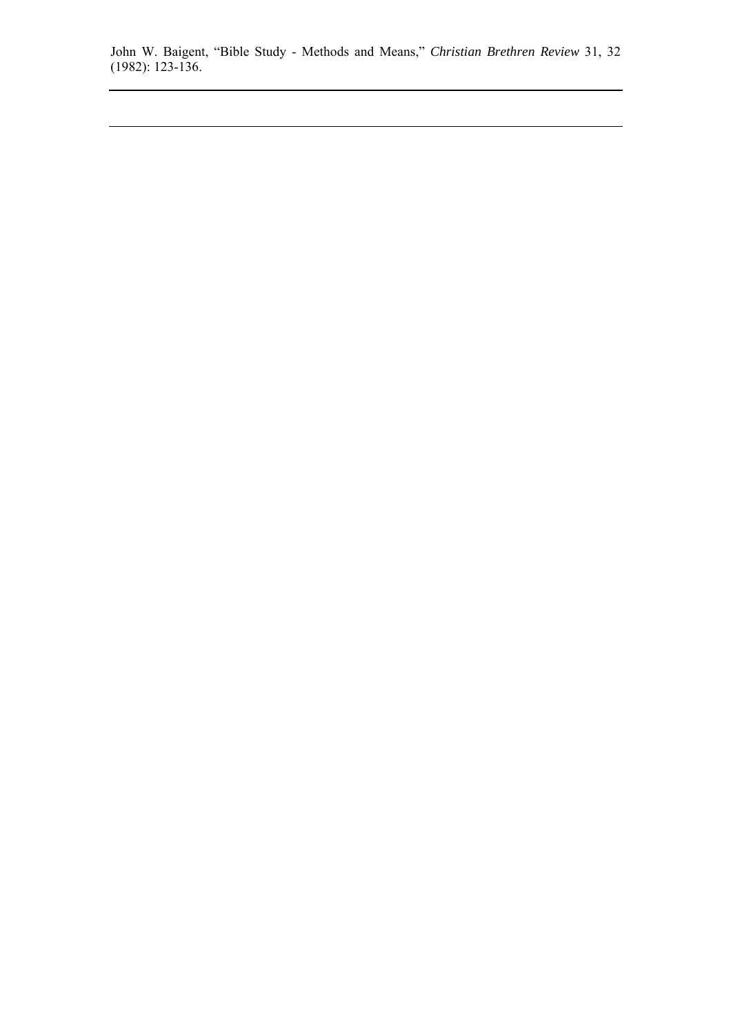John W. Baigent, "Bible Study - Methods and Means," *Christian Brethren Review* 31, 32 (1982): 123-136.

---

---